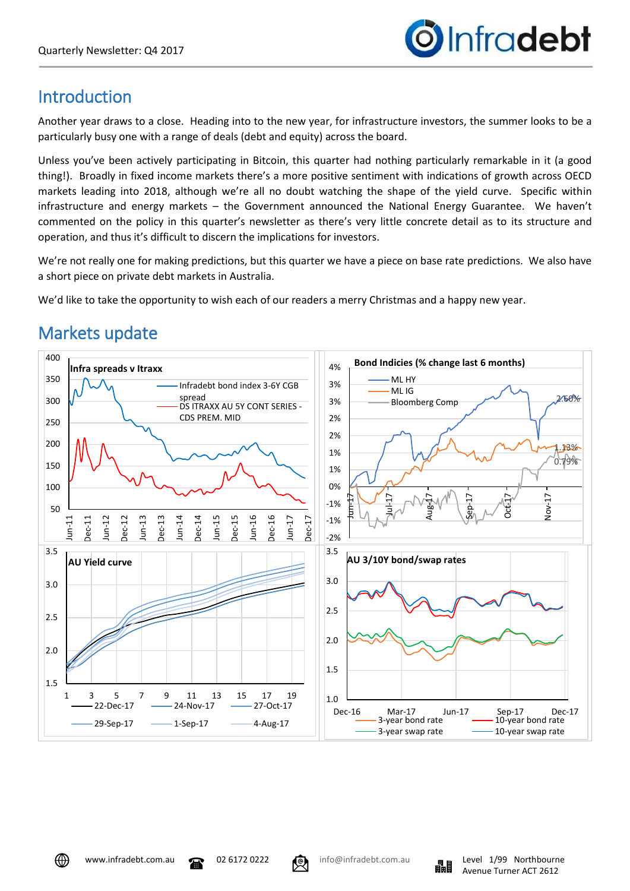Quarterly Newsletter: Q4 2017

# Introduction

Another year draws to a close. Heading into to the new year, for infrastructure investors, the summer looks to be a particularly busy one with a range of deals (debt and equity) across the board.

Unless you've been actively participating in Bitcoin, this quarter had nothing particularly remarkable in it (a good thing!). Broadly in fixed income markets there's a more positive sentiment with indications of growth across OECD markets leading into 2018, although we're all no doubt watching the shape of the yield curve. Specific within infrastructure and energy markets – the Government announced the National Energy Guarantee. We haven't commented on the policy in this quarter's newsletter as there's very little concrete detail as to its structure and operation, and thus it's difficult to discern the implications for investors.

We're not really one for making predictions, but this quarter we have a piece on base rate predictions. We also have a short piece on private debt markets in Australia.

We'd like to take the opportunity to wish each of our readers a merry Christmas and a happy new year.

# Markets update

**Infra spreads v Itraxx**

- Infradebt bond index 3-6Y CGB spread
- DS ITRAXX AU 5Y CONT SERIES - CDS PREM. MID

**Bond Indicies (% change last 6 months)**

- ML HY
- ML IG (1.13%)
- Bloomberg Comp (0.79%)
- 2.60%

**AU Yield curve**

- 22-Dec-17
- 24-Nov-17
- 27-Oct-17
- 29-Sep-17
- 1-Sep-17
- 4-Aug-17

**AU 3/10Y bond/swap rates**

- 3-year bond rate
- 10-year bond rate
- 3-year swap rate
- 10-year swap rate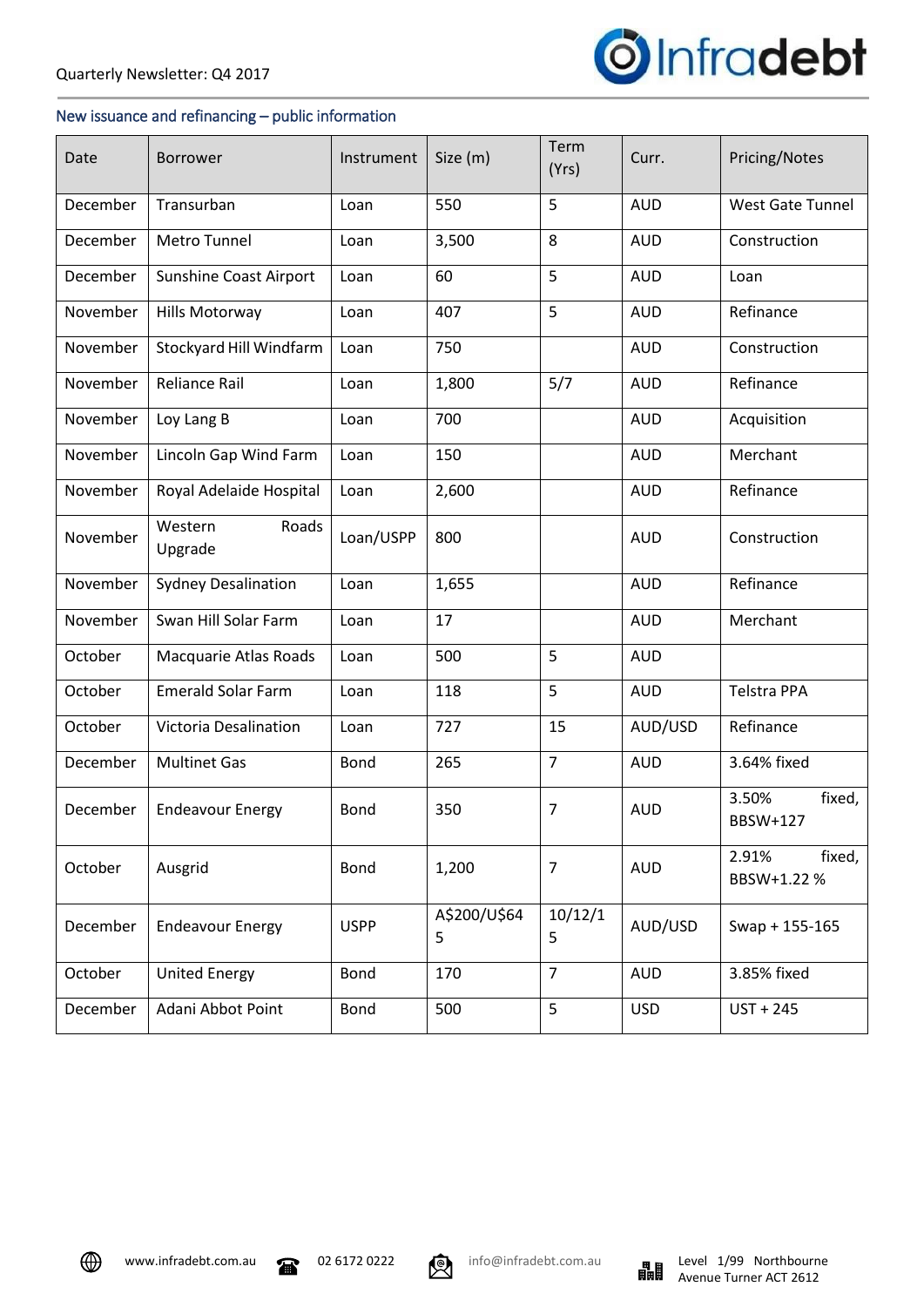Quarterly Newsletter: Q4 2017

## New issuance and refinancing – public information

| Date | Borrower | Instrument | Size (m) | Term (Yrs) | Curr. | Pricing/Notes |
|---|---|---|---|---|---|---|
| December | Transurban | Loan | 550 | 5 | AUD | West Gate Tunnel |
| December | Metro Tunnel | Loan | 3,500 | 8 | AUD | Construction |
| December | Sunshine Coast Airport | Loan | 60 | 5 | AUD | Loan |
| November | Hills Motorway | Loan | 407 | 5 | AUD | Refinance |
| November | Stockyard Hill Windfarm | Loan | 750 | | AUD | Construction |
| November | Reliance Rail | Loan | 1,800 | 5/7 | AUD | Refinance |
| November | Loy Lang B | Loan | 700 | | AUD | Acquisition |
| November | Lincoln Gap Wind Farm | Loan | 150 | | AUD | Merchant |
| November | Royal Adelaide Hospital | Loan | 2,600 | | AUD | Refinance |
| November | Western Roads Upgrade | Loan/USPP | 800 | | AUD | Construction |
| November | Sydney Desalination | Loan | 1,655 | | AUD | Refinance |
| November | Swan Hill Solar Farm | Loan | 17 | | AUD | Merchant |
| October | Macquarie Atlas Roads | Loan | 500 | 5 | AUD | |
| October | Emerald Solar Farm | Loan | 118 | 5 | AUD | Telstra PPA |
| October | Victoria Desalination | Loan | 727 | 15 | AUD/USD | Refinance |
| December | Multinet Gas | Bond | 265 | 7 | AUD | 3.64% fixed |
| December | Endeavour Energy | Bond | 350 | 7 | AUD | 3.50% fixed, BBSW+127 |
| October | Ausgrid | Bond | 1,200 | 7 | AUD | 2.91% fixed, BBSW+1.22 % |
| December | Endeavour Energy | USPP | A$200/U$645 | 10/12/15 | AUD/USD | Swap + 155-165 |
| October | United Energy | Bond | 170 | 7 | AUD | 3.85% fixed |
| December | Adani Abbot Point | Bond | 500 | 5 | USD | UST + 245 |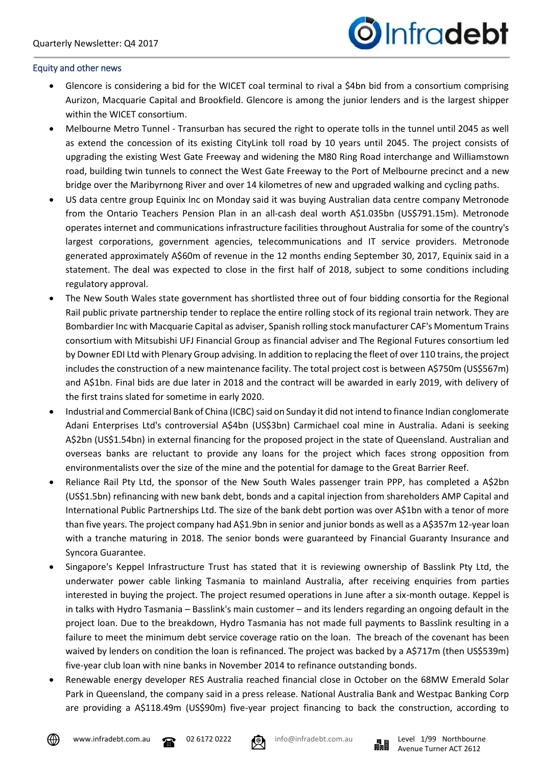## Equity and other news

- Glencore is considering a bid for the WICET coal terminal to rival a $4bn bid from a consortium comprising Aurizon, Macquarie Capital and Brookfield. Glencore is among the junior lenders and is the largest shipper within the WICET consortium.
- Melbourne Metro Tunnel - Transurban has secured the right to operate tolls in the tunnel until 2045 as well as extend the concession of its existing CityLink toll road by 10 years until 2045. The project consists of upgrading the existing West Gate Freeway and widening the M80 Ring Road interchange and Williamstown road, building twin tunnels to connect the West Gate Freeway to the Port of Melbourne precinct and a new bridge over the Maribyrnong River and over 14 kilometres of new and upgraded walking and cycling paths.
- US data centre group Equinix Inc on Monday said it was buying Australian data centre company Metronode from the Ontario Teachers Pension Plan in an all-cash deal worth A$1.035bn (US$791.15m). Metronode operates internet and communications infrastructure facilities throughout Australia for some of the country's largest corporations, government agencies, telecommunications and IT service providers. Metronode generated approximately A$60m of revenue in the 12 months ending September 30, 2017, Equinix said in a statement. The deal was expected to close in the first half of 2018, subject to some conditions including regulatory approval.
- The New South Wales state government has shortlisted three out of four bidding consortia for the Regional Rail public private partnership tender to replace the entire rolling stock of its regional train network. They are Bombardier Inc with Macquarie Capital as adviser, Spanish rolling stock manufacturer CAF's Momentum Trains consortium with Mitsubishi UFJ Financial Group as financial adviser and The Regional Futures consortium led by Downer EDI Ltd with Plenary Group advising. In addition to replacing the fleet of over 110 trains, the project includes the construction of a new maintenance facility. The total project cost is between A$750m (US$567m) and A$1bn. Final bids are due later in 2018 and the contract will be awarded in early 2019, with delivery of the first trains slated for sometime in early 2020.
- Industrial and Commercial Bank of China (ICBC) said on Sunday it did not intend to finance Indian conglomerate Adani Enterprises Ltd's controversial A$4bn (US$3bn) Carmichael coal mine in Australia. Adani is seeking A$2bn (US$1.54bn) in external financing for the proposed project in the state of Queensland. Australian and overseas banks are reluctant to provide any loans for the project which faces strong opposition from environmentalists over the size of the mine and the potential for damage to the Great Barrier Reef.
- Reliance Rail Pty Ltd, the sponsor of the New South Wales passenger train PPP, has completed a A$2bn (US$1.5bn) refinancing with new bank debt, bonds and a capital injection from shareholders AMP Capital and International Public Partnerships Ltd. The size of the bank debt portion was over A$1bn with a tenor of more than five years. The project company had A$1.9bn in senior and junior bonds as well as a A$357m 12-year loan with a tranche maturing in 2018. The senior bonds were guaranteed by Financial Guaranty Insurance and Syncora Guarantee.
- Singapore's Keppel Infrastructure Trust has stated that it is reviewing ownership of Basslink Pty Ltd, the underwater power cable linking Tasmania to mainland Australia, after receiving enquiries from parties interested in buying the project. The project resumed operations in June after a six-month outage. Keppel is in talks with Hydro Tasmania – Basslink's main customer – and its lenders regarding an ongoing default in the project loan. Due to the breakdown, Hydro Tasmania has not made full payments to Basslink resulting in a failure to meet the minimum debt service coverage ratio on the loan. The breach of the covenant has been waived by lenders on condition the loan is refinanced. The project was backed by a A$717m (then US$539m) five-year club loan with nine banks in November 2014 to refinance outstanding bonds.
- Renewable energy developer RES Australia reached financial close in October on the 68MW Emerald Solar Park in Queensland, the company said in a press release. National Australia Bank and Westpac Banking Corp are providing a A$118.49m (US$90m) five-year project financing to back the construction, according to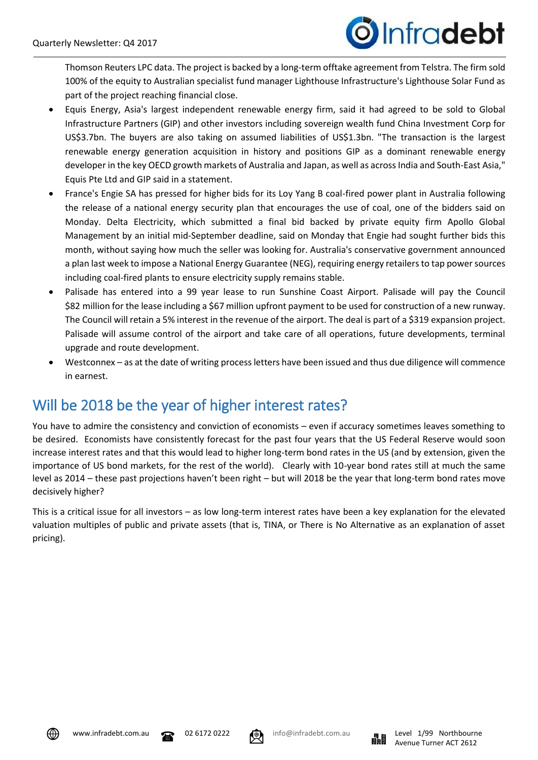Thomson Reuters LPC data. The project is backed by a long-term offtake agreement from Telstra. The firm sold 100% of the equity to Australian specialist fund manager Lighthouse Infrastructure's Lighthouse Solar Fund as part of the project reaching financial close.

- Equis Energy, Asia's largest independent renewable energy firm, said it had agreed to be sold to Global Infrastructure Partners (GIP) and other investors including sovereign wealth fund China Investment Corp for US$3.7bn. The buyers are also taking on assumed liabilities of US$1.3bn. "The transaction is the largest renewable energy generation acquisition in history and positions GIP as a dominant renewable energy developer in the key OECD growth markets of Australia and Japan, as well as across India and South-East Asia," Equis Pte Ltd and GIP said in a statement.
- France's Engie SA has pressed for higher bids for its Loy Yang B coal-fired power plant in Australia following the release of a national energy security plan that encourages the use of coal, one of the bidders said on Monday. Delta Electricity, which submitted a final bid backed by private equity firm Apollo Global Management by an initial mid-September deadline, said on Monday that Engie had sought further bids this month, without saying how much the seller was looking for. Australia's conservative government announced a plan last week to impose a National Energy Guarantee (NEG), requiring energy retailers to tap power sources including coal-fired plants to ensure electricity supply remains stable.
- Palisade has entered into a 99 year lease to run Sunshine Coast Airport. Palisade will pay the Council $82 million for the lease including a $67 million upfront payment to be used for construction of a new runway. The Council will retain a 5% interest in the revenue of the airport. The deal is part of a $319 expansion project. Palisade will assume control of the airport and take care of all operations, future developments, terminal upgrade and route development.
- Westconnex – as at the date of writing process letters have been issued and thus due diligence will commence in earnest.

## Will be 2018 be the year of higher interest rates?

You have to admire the consistency and conviction of economists – even if accuracy sometimes leaves something to be desired. Economists have consistently forecast for the past four years that the US Federal Reserve would soon increase interest rates and that this would lead to higher long-term bond rates in the US (and by extension, given the importance of US bond markets, for the rest of the world). Clearly with 10-year bond rates still at much the same level as 2014 – these past projections haven't been right – but will 2018 be the year that long-term bond rates move decisively higher?

This is a critical issue for all investors – as low long-term interest rates have been a key explanation for the elevated valuation multiples of public and private assets (that is, TINA, or There is No Alternative as an explanation of asset pricing).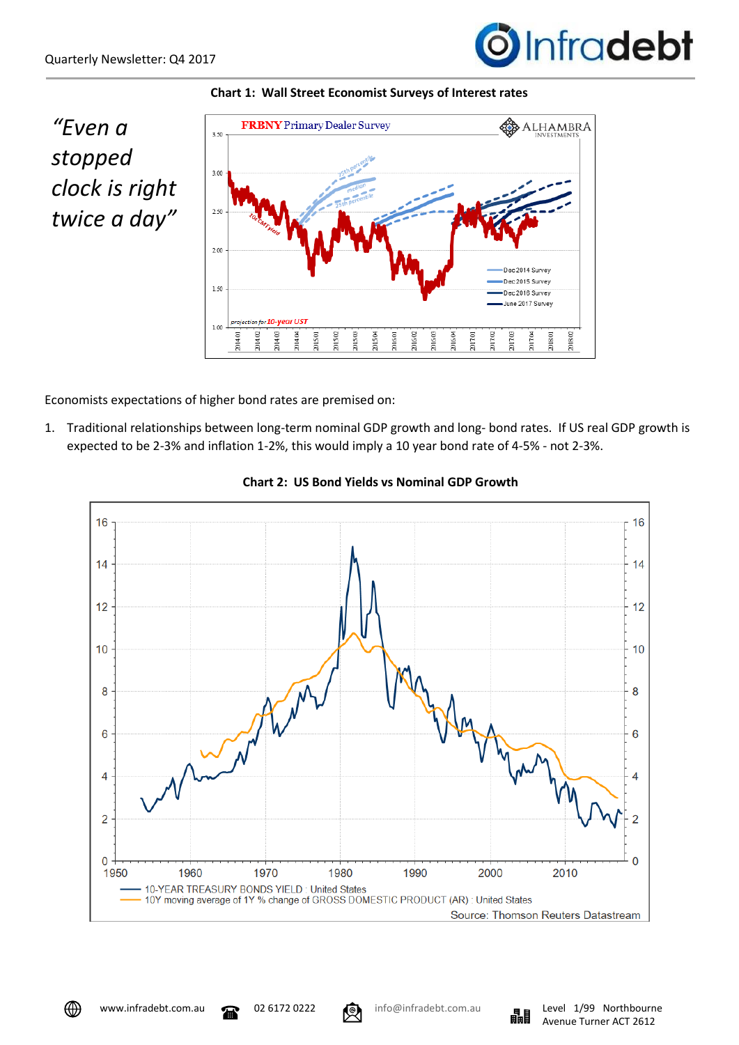**Chart 1: Wall Street Economist Surveys of Interest rates**

*"Even a stopped clock is right twice a day"*

Economists expectations of higher bond rates are premised on:

1. Traditional relationships between long-term nominal GDP growth and long- bond rates. If US real GDP growth is expected to be 2-3% and inflation 1-2%, this would imply a 10 year bond rate of 4-5% - not 2-3%.

**Chart 2: US Bond Yields vs Nominal GDP Growth**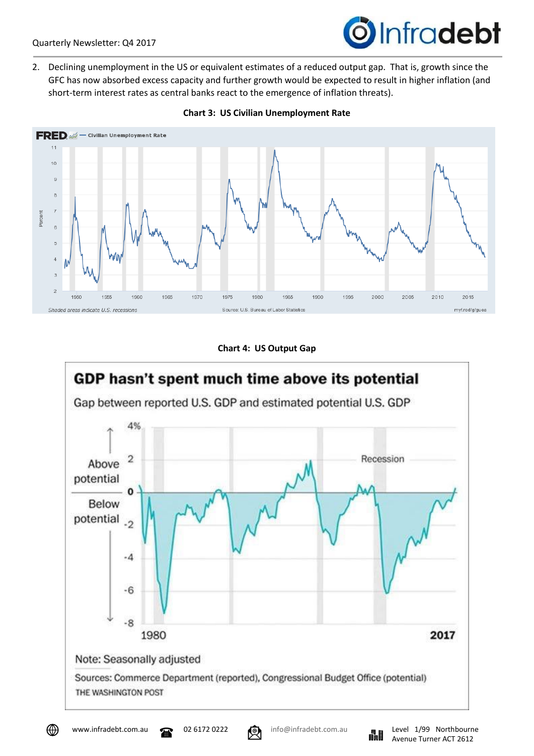2. Declining unemployment in the US or equivalent estimates of a reduced output gap. That is, growth since the GFC has now absorbed excess capacity and further growth would be expected to result in higher inflation (and short-term interest rates as central banks react to the emergence of inflation threats).

**Chart 3: US Civilian Unemployment Rate**

**Chart 4: US Output Gap**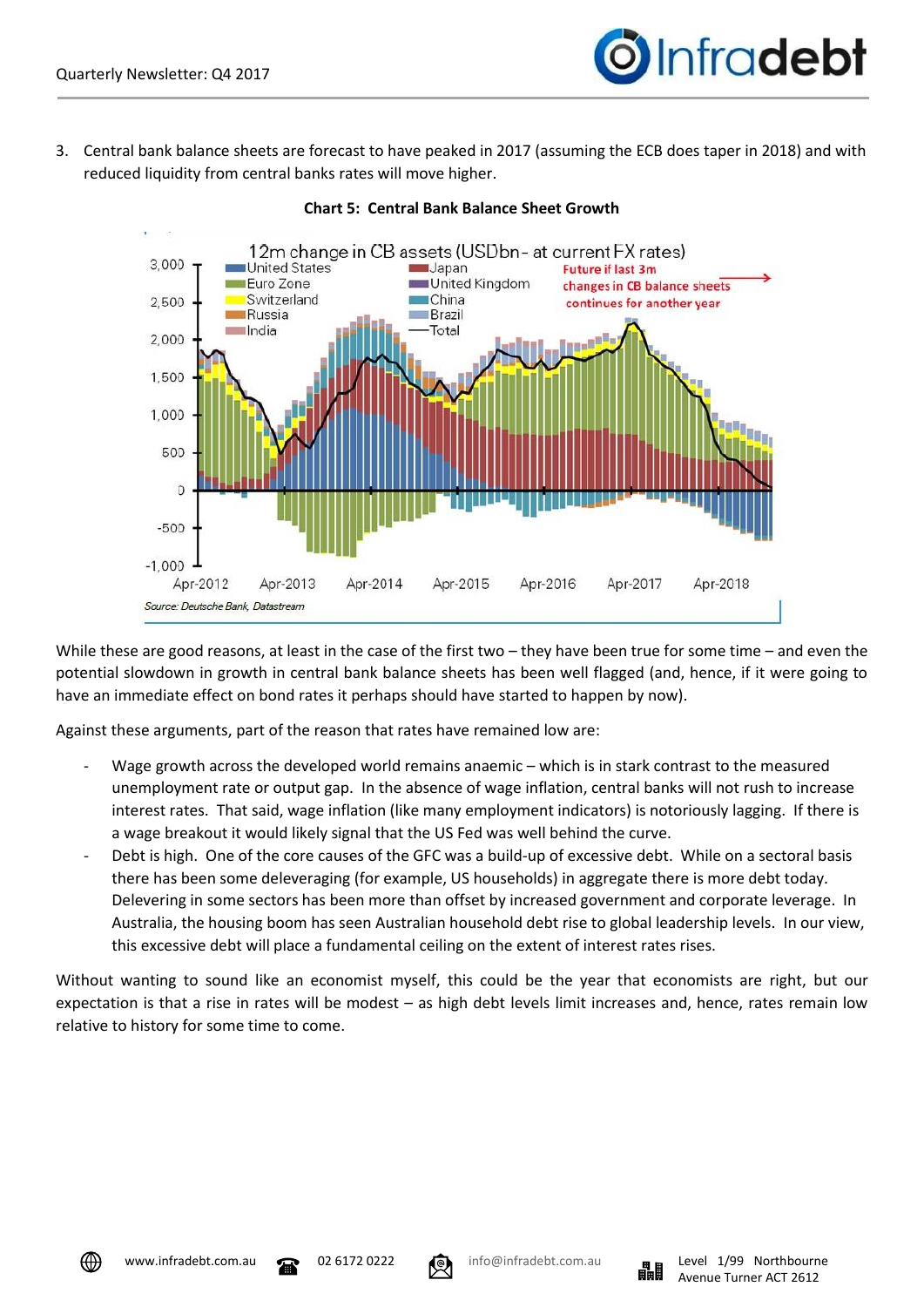3. Central bank balance sheets are forecast to have peaked in 2017 (assuming the ECB does taper in 2018) and with reduced liquidity from central banks rates will move higher.

**Chart 5: Central Bank Balance Sheet Growth**

Source: Deutsche Bank, Datastream

While these are good reasons, at least in the case of the first two – they have been true for some time – and even the potential slowdown in growth in central bank balance sheets has been well flagged (and, hence, if it were going to have an immediate effect on bond rates it perhaps should have started to happen by now).

Against these arguments, part of the reason that rates have remained low are:

- Wage growth across the developed world remains anaemic – which is in stark contrast to the measured unemployment rate or output gap. In the absence of wage inflation, central banks will not rush to increase interest rates. That said, wage inflation (like many employment indicators) is notoriously lagging. If there is a wage breakout it would likely signal that the US Fed was well behind the curve.
- Debt is high. One of the core causes of the GFC was a build-up of excessive debt. While on a sectoral basis there has been some deleveraging (for example, US households) in aggregate there is more debt today. Delevering in some sectors has been more than offset by increased government and corporate leverage. In Australia, the housing boom has seen Australian household debt rise to global leadership levels. In our view, this excessive debt will place a fundamental ceiling on the extent of interest rates rises.

Without wanting to sound like an economist myself, this could be the year that economists are right, but our expectation is that a rise in rates will be modest – as high debt levels limit increases and, hence, rates remain low relative to history for some time to come.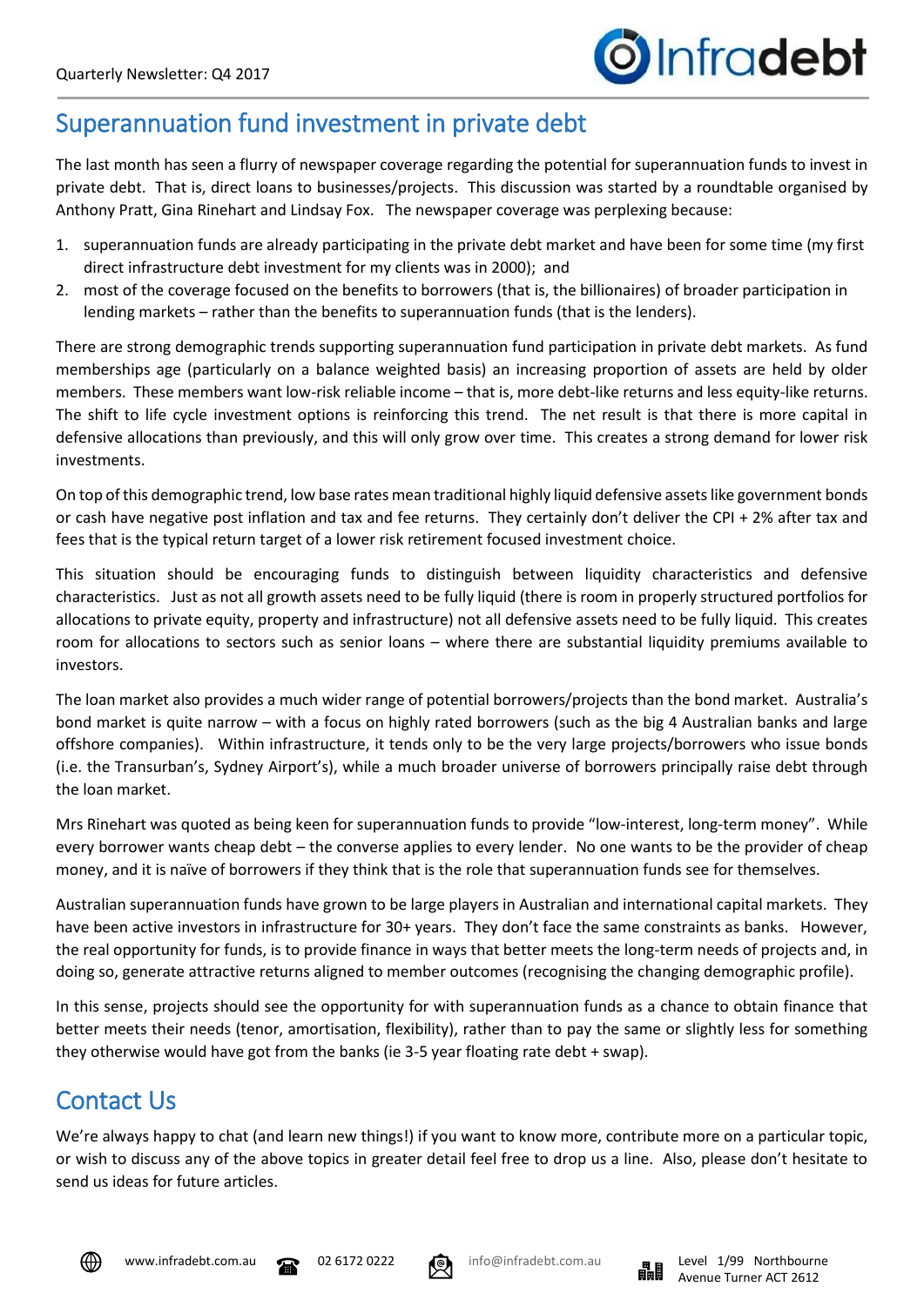# Superannuation fund investment in private debt

The last month has seen a flurry of newspaper coverage regarding the potential for superannuation funds to invest in private debt. That is, direct loans to businesses/projects. This discussion was started by a roundtable organised by Anthony Pratt, Gina Rinehart and Lindsay Fox. The newspaper coverage was perplexing because:

1. superannuation funds are already participating in the private debt market and have been for some time (my first direct infrastructure debt investment for my clients was in 2000); and
2. most of the coverage focused on the benefits to borrowers (that is, the billionaires) of broader participation in lending markets – rather than the benefits to superannuation funds (that is the lenders).

There are strong demographic trends supporting superannuation fund participation in private debt markets. As fund memberships age (particularly on a balance weighted basis) an increasing proportion of assets are held by older members. These members want low-risk reliable income – that is, more debt-like returns and less equity-like returns. The shift to life cycle investment options is reinforcing this trend. The net result is that there is more capital in defensive allocations than previously, and this will only grow over time. This creates a strong demand for lower risk investments.

On top of this demographic trend, low base rates mean traditional highly liquid defensive assets like government bonds or cash have negative post inflation and tax and fee returns. They certainly don't deliver the CPI + 2% after tax and fees that is the typical return target of a lower risk retirement focused investment choice.

This situation should be encouraging funds to distinguish between liquidity characteristics and defensive characteristics. Just as not all growth assets need to be fully liquid (there is room in properly structured portfolios for allocations to private equity, property and infrastructure) not all defensive assets need to be fully liquid. This creates room for allocations to sectors such as senior loans – where there are substantial liquidity premiums available to investors.

The loan market also provides a much wider range of potential borrowers/projects than the bond market. Australia's bond market is quite narrow – with a focus on highly rated borrowers (such as the big 4 Australian banks and large offshore companies). Within infrastructure, it tends only to be the very large projects/borrowers who issue bonds (i.e. the Transurban's, Sydney Airport's), while a much broader universe of borrowers principally raise debt through the loan market.

Mrs Rinehart was quoted as being keen for superannuation funds to provide "low-interest, long-term money". While every borrower wants cheap debt – the converse applies to every lender. No one wants to be the provider of cheap money, and it is naïve of borrowers if they think that is the role that superannuation funds see for themselves.

Australian superannuation funds have grown to be large players in Australian and international capital markets. They have been active investors in infrastructure for 30+ years. They don't face the same constraints as banks. However, the real opportunity for funds, is to provide finance in ways that better meets the long-term needs of projects and, in doing so, generate attractive returns aligned to member outcomes (recognising the changing demographic profile).

In this sense, projects should see the opportunity for with superannuation funds as a chance to obtain finance that better meets their needs (tenor, amortisation, flexibility), rather than to pay the same or slightly less for something they otherwise would have got from the banks (ie 3-5 year floating rate debt + swap).

# Contact Us

We're always happy to chat (and learn new things!) if you want to know more, contribute more on a particular topic, or wish to discuss any of the above topics in greater detail feel free to drop us a line. Also, please don't hesitate to send us ideas for future articles.

www.infradebt.com.au

02 6172 0222

info@infradebt.com.au

Level 1/99 Northbourne Avenue Turner ACT 2612